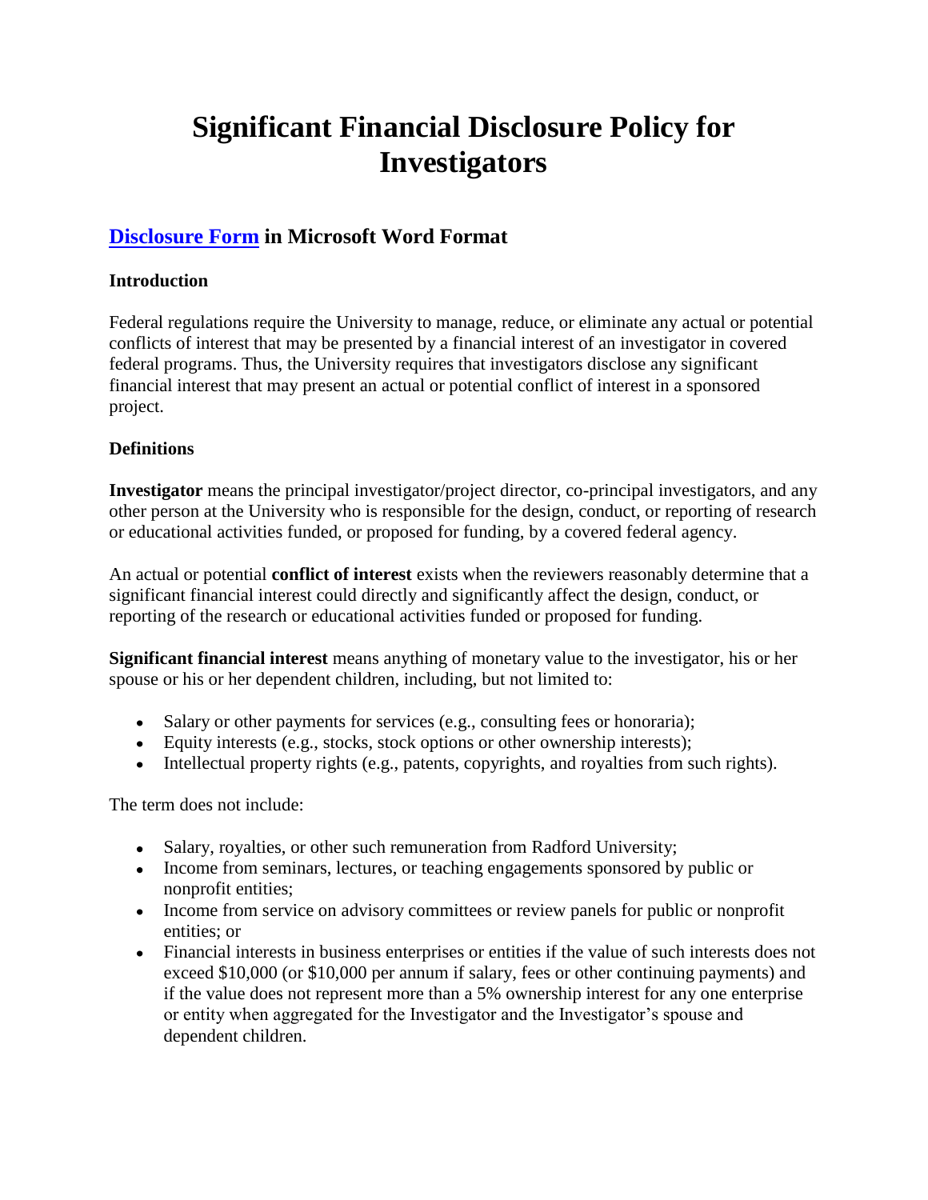# Significant Financial Disclosure Policy for Investigators

## Disclosure Form in Microsoft Word Format

**Introduction**

Federal regulations require the University to manage, reduce, or eliminate any actual or potential conflicts of interest that may be presented by a financial interest of an investigator in covered federal programs. Thus, the University requires that investigators disclose any significant financial interest that may present an actual or potential conflict of interest in a sponsored project.

**Definitions**

**Investigator** means the principal investigator/project director, co-principal investigators, and any other person at the University who is responsible for the design, conduct, or reporting of research or educational activities funded, or proposed for funding, by a covered federal agency.

An actual or potential **conflict of interest** exists when the reviewers reasonably determine that a significant financial interest could directly and significantly affect the design, conduct, or reporting of the research or educational activities funded or proposed for funding.

**Significant financial interest** means anything of monetary value to the investigator, his or her spouse or his or her dependent children, including, but not limited to:

- Salary or other payments for services (e.g., consulting fees or honoraria);
- Equity interests (e.g., stocks, stock options or other ownership interests);
- Intellectual property rights (e.g., patents, copyrights, and royalties from such rights).

The term does not include:

- Salary, royalties, or other such remuneration from Radford University;
- Income from seminars, lectures, or teaching engagements sponsored by public or nonprofit entities;
- Income from service on advisory committees or review panels for public or nonprofit entities; or
- Financial interests in business enterprises or entities if the value of such interests does not exceed $10,000 (or $10,000 per annum if salary, fees or other continuing payments) and if the value does not represent more than a 5% ownership interest for any one enterprise or entity when aggregated for the Investigator and the Investigator's spouse and dependent children.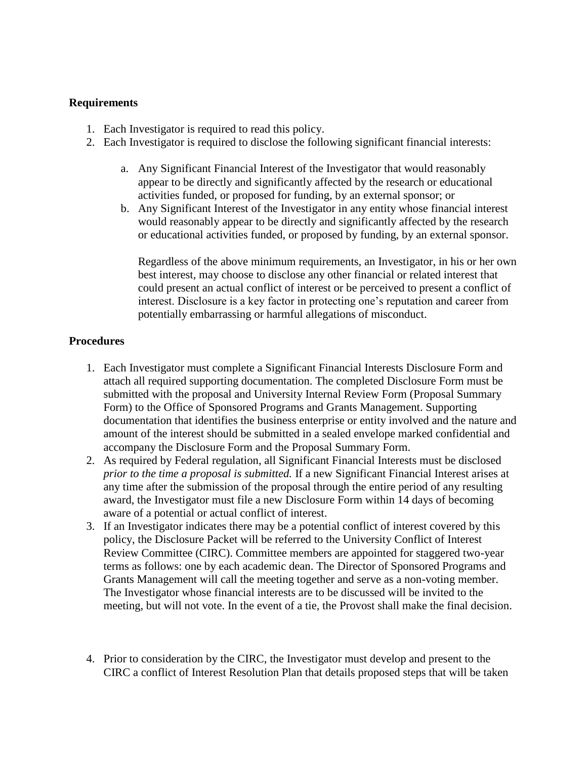**Requirements**

1. Each Investigator is required to read this policy.
2. Each Investigator is required to disclose the following significant financial interests:

    a. Any Significant Financial Interest of the Investigator that would reasonably appear to be directly and significantly affected by the research or educational activities funded, or proposed for funding, by an external sponsor; or
    b. Any Significant Interest of the Investigator in any entity whose financial interest would reasonably appear to be directly and significantly affected by the research or educational activities funded, or proposed by funding, by an external sponsor.

    Regardless of the above minimum requirements, an Investigator, in his or her own best interest, may choose to disclose any other financial or related interest that could present an actual conflict of interest or be perceived to present a conflict of interest. Disclosure is a key factor in protecting one's reputation and career from potentially embarrassing or harmful allegations of misconduct.

**Procedures**

1. Each Investigator must complete a Significant Financial Interests Disclosure Form and attach all required supporting documentation. The completed Disclosure Form must be submitted with the proposal and University Internal Review Form (Proposal Summary Form) to the Office of Sponsored Programs and Grants Management. Supporting documentation that identifies the business enterprise or entity involved and the nature and amount of the interest should be submitted in a sealed envelope marked confidential and accompany the Disclosure Form and the Proposal Summary Form.
2. As required by Federal regulation, all Significant Financial Interests must be disclosed *prior to the time a proposal is submitted.* If a new Significant Financial Interest arises at any time after the submission of the proposal through the entire period of any resulting award, the Investigator must file a new Disclosure Form within 14 days of becoming aware of a potential or actual conflict of interest.
3. If an Investigator indicates there may be a potential conflict of interest covered by this policy, the Disclosure Packet will be referred to the University Conflict of Interest Review Committee (CIRC). Committee members are appointed for staggered two-year terms as follows: one by each academic dean. The Director of Sponsored Programs and Grants Management will call the meeting together and serve as a non-voting member. The Investigator whose financial interests are to be discussed will be invited to the meeting, but will not vote. In the event of a tie, the Provost shall make the final decision.
4. Prior to consideration by the CIRC, the Investigator must develop and present to the CIRC a conflict of Interest Resolution Plan that details proposed steps that will be taken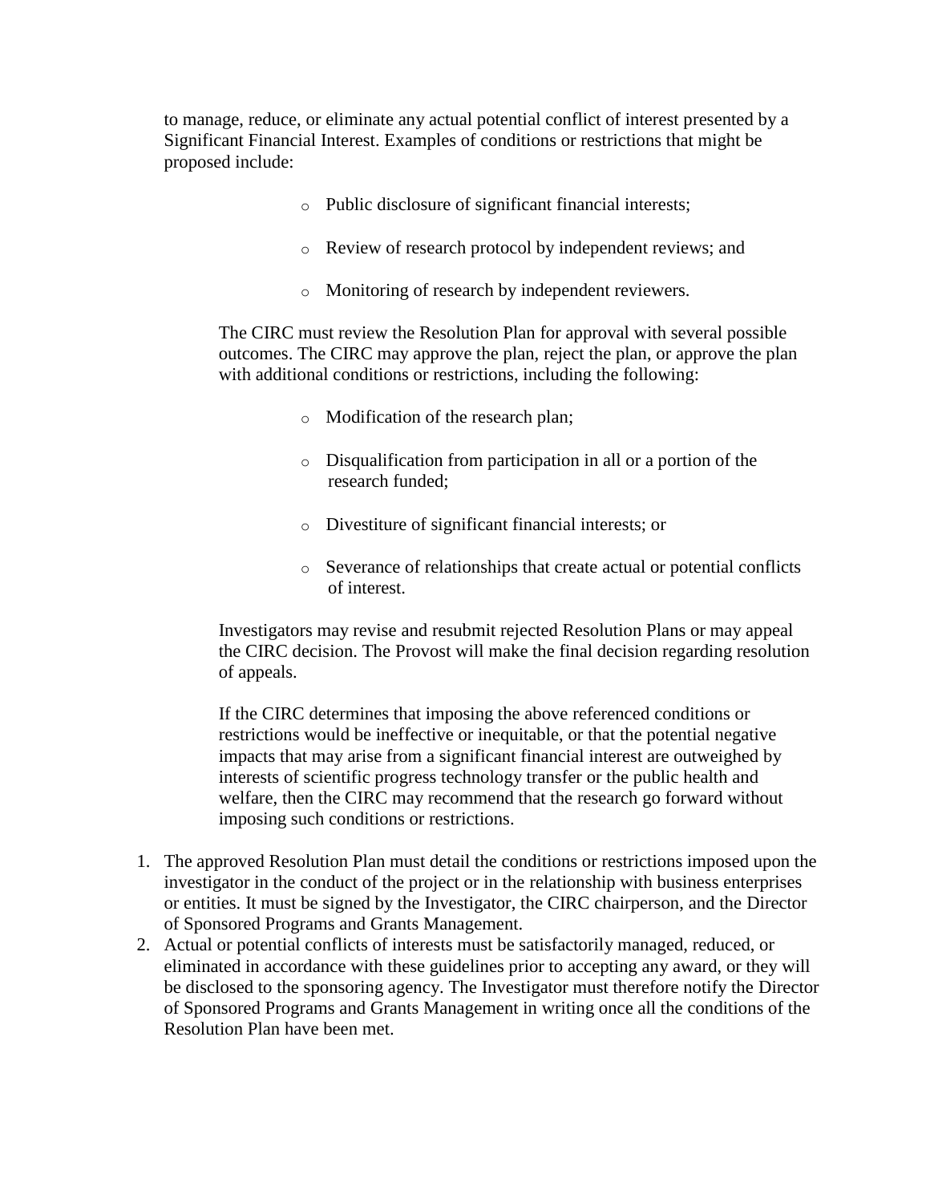to manage, reduce, or eliminate any actual potential conflict of interest presented by a Significant Financial Interest. Examples of conditions or restrictions that might be proposed include:

- Public disclosure of significant financial interests;
- Review of research protocol by independent reviews; and
- Monitoring of research by independent reviewers.

The CIRC must review the Resolution Plan for approval with several possible outcomes. The CIRC may approve the plan, reject the plan, or approve the plan with additional conditions or restrictions, including the following:

- Modification of the research plan;
- Disqualification from participation in all or a portion of the research funded;
- Divestiture of significant financial interests; or
- Severance of relationships that create actual or potential conflicts of interest.

Investigators may revise and resubmit rejected Resolution Plans or may appeal the CIRC decision. The Provost will make the final decision regarding resolution of appeals.

If the CIRC determines that imposing the above referenced conditions or restrictions would be ineffective or inequitable, or that the potential negative impacts that may arise from a significant financial interest are outweighed by interests of scientific progress technology transfer or the public health and welfare, then the CIRC may recommend that the research go forward without imposing such conditions or restrictions.

1. The approved Resolution Plan must detail the conditions or restrictions imposed upon the investigator in the conduct of the project or in the relationship with business enterprises or entities. It must be signed by the Investigator, the CIRC chairperson, and the Director of Sponsored Programs and Grants Management.
2. Actual or potential conflicts of interests must be satisfactorily managed, reduced, or eliminated in accordance with these guidelines prior to accepting any award, or they will be disclosed to the sponsoring agency. The Investigator must therefore notify the Director of Sponsored Programs and Grants Management in writing once all the conditions of the Resolution Plan have been met.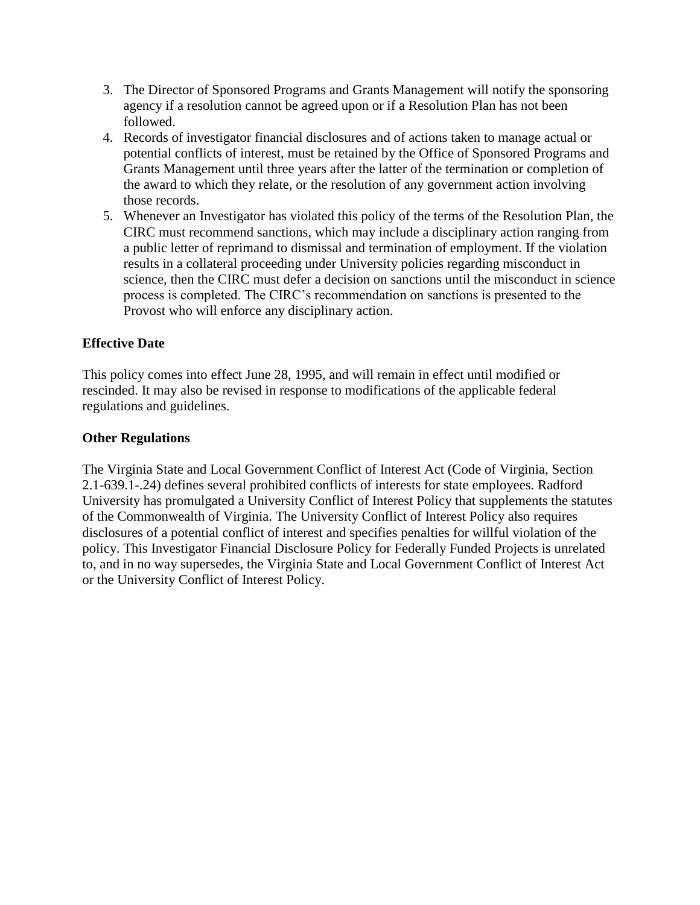3. The Director of Sponsored Programs and Grants Management will notify the sponsoring agency if a resolution cannot be agreed upon or if a Resolution Plan has not been followed.
4. Records of investigator financial disclosures and of actions taken to manage actual or potential conflicts of interest, must be retained by the Office of Sponsored Programs and Grants Management until three years after the latter of the termination or completion of the award to which they relate, or the resolution of any government action involving those records.
5. Whenever an Investigator has violated this policy of the terms of the Resolution Plan, the CIRC must recommend sanctions, which may include a disciplinary action ranging from a public letter of reprimand to dismissal and termination of employment. If the violation results in a collateral proceeding under University policies regarding misconduct in science, then the CIRC must defer a decision on sanctions until the misconduct in science process is completed. The CIRC's recommendation on sanctions is presented to the Provost who will enforce any disciplinary action.

**Effective Date**

This policy comes into effect June 28, 1995, and will remain in effect until modified or rescinded. It may also be revised in response to modifications of the applicable federal regulations and guidelines.

**Other Regulations**

The Virginia State and Local Government Conflict of Interest Act (Code of Virginia, Section 2.1-639.1-.24) defines several prohibited conflicts of interests for state employees. Radford University has promulgated a University Conflict of Interest Policy that supplements the statutes of the Commonwealth of Virginia. The University Conflict of Interest Policy also requires disclosures of a potential conflict of interest and specifies penalties for willful violation of the policy. This Investigator Financial Disclosure Policy for Federally Funded Projects is unrelated to, and in no way supersedes, the Virginia State and Local Government Conflict of Interest Act or the University Conflict of Interest Policy.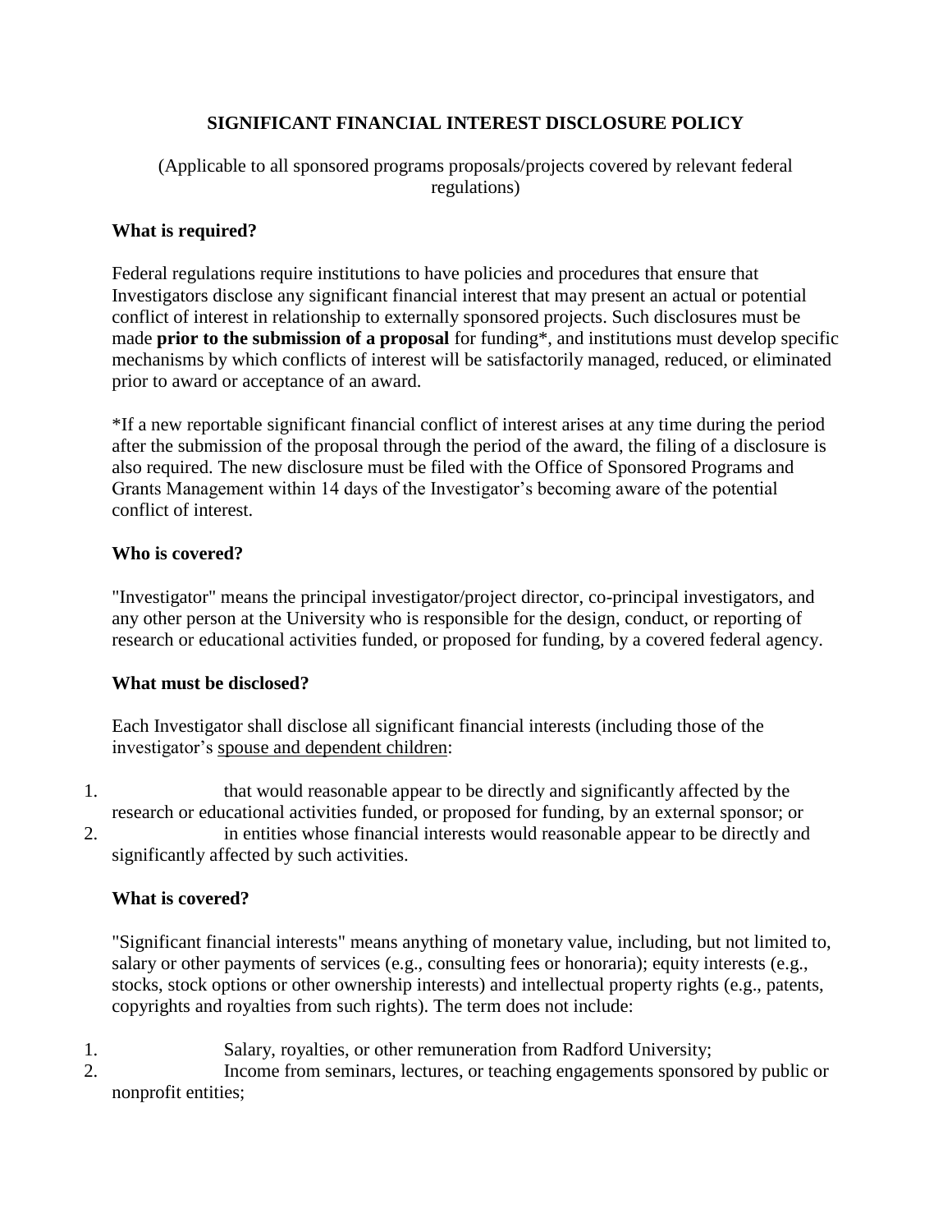# SIGNIFICANT FINANCIAL INTEREST DISCLOSURE POLICY

(Applicable to all sponsored programs proposals/projects covered by relevant federal regulations)

### What is required?

Federal regulations require institutions to have policies and procedures that ensure that Investigators disclose any significant financial interest that may present an actual or potential conflict of interest in relationship to externally sponsored projects. Such disclosures must be made **prior to the submission of a proposal** for funding*, and institutions must develop specific mechanisms by which conflicts of interest will be satisfactorily managed, reduced, or eliminated prior to award or acceptance of an award.

*If a new reportable significant financial conflict of interest arises at any time during the period after the submission of the proposal through the period of the award, the filing of a disclosure is also required. The new disclosure must be filed with the Office of Sponsored Programs and Grants Management within 14 days of the Investigator's becoming aware of the potential conflict of interest.

### Who is covered?

"Investigator" means the principal investigator/project director, co-principal investigators, and any other person at the University who is responsible for the design, conduct, or reporting of research or educational activities funded, or proposed for funding, by a covered federal agency.

### What must be disclosed?

Each Investigator shall disclose all significant financial interests (including those of the investigator's spouse and dependent children:

1. that would reasonable appear to be directly and significantly affected by the research or educational activities funded, or proposed for funding, by an external sponsor; or
2. in entities whose financial interests would reasonable appear to be directly and significantly affected by such activities.

### What is covered?

"Significant financial interests" means anything of monetary value, including, but not limited to, salary or other payments of services (e.g., consulting fees or honoraria); equity interests (e.g., stocks, stock options or other ownership interests) and intellectual property rights (e.g., patents, copyrights and royalties from such rights). The term does not include:

1. Salary, royalties, or other remuneration from Radford University;
2. Income from seminars, lectures, or teaching engagements sponsored by public or nonprofit entities;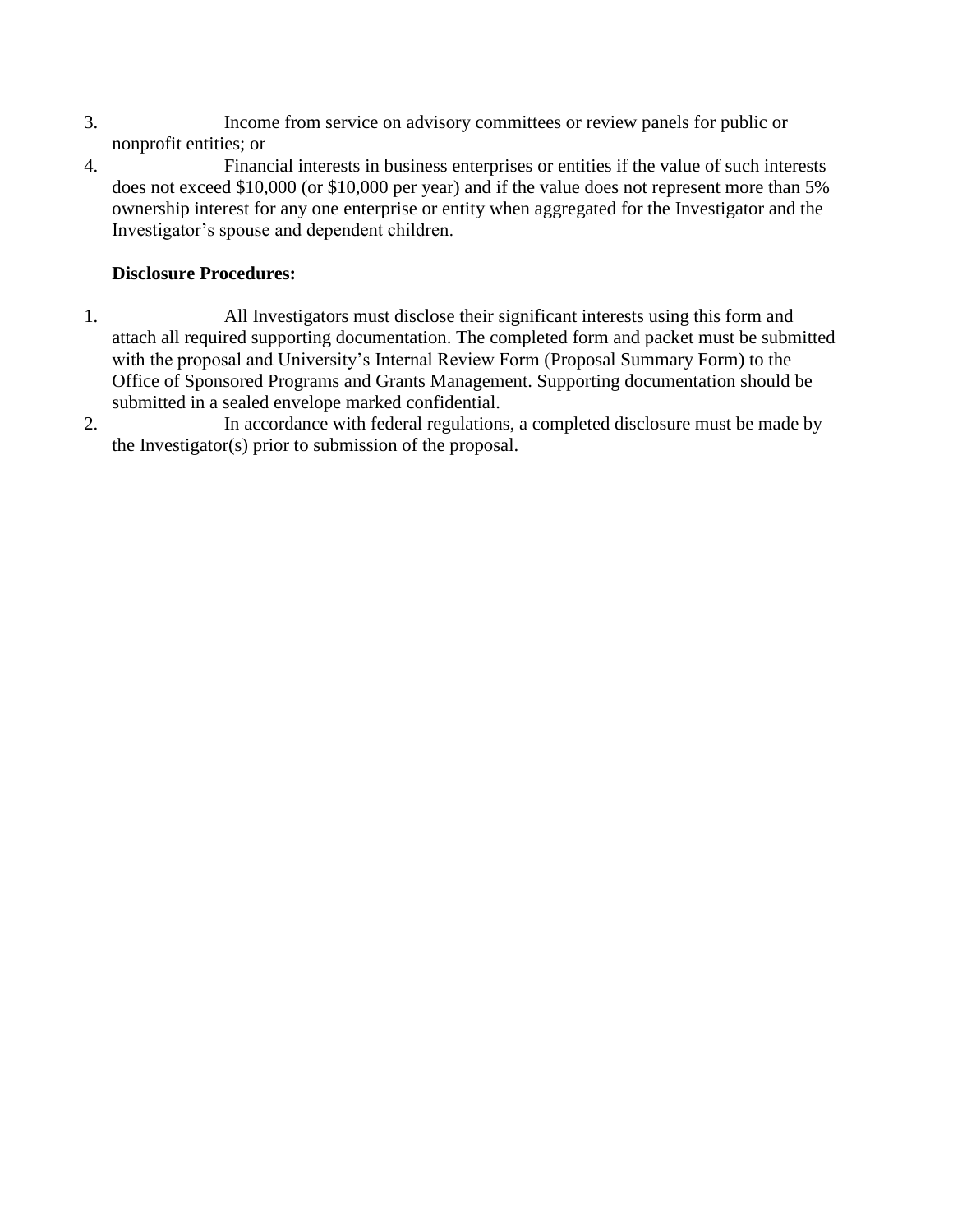3. Income from service on advisory committees or review panels for public or nonprofit entities; or
4. Financial interests in business enterprises or entities if the value of such interests does not exceed $10,000 (or $10,000 per year) and if the value does not represent more than 5% ownership interest for any one enterprise or entity when aggregated for the Investigator and the Investigator's spouse and dependent children.

**Disclosure Procedures:**

1. All Investigators must disclose their significant interests using this form and attach all required supporting documentation. The completed form and packet must be submitted with the proposal and University's Internal Review Form (Proposal Summary Form) to the Office of Sponsored Programs and Grants Management. Supporting documentation should be submitted in a sealed envelope marked confidential.
2. In accordance with federal regulations, a completed disclosure must be made by the Investigator(s) prior to submission of the proposal.